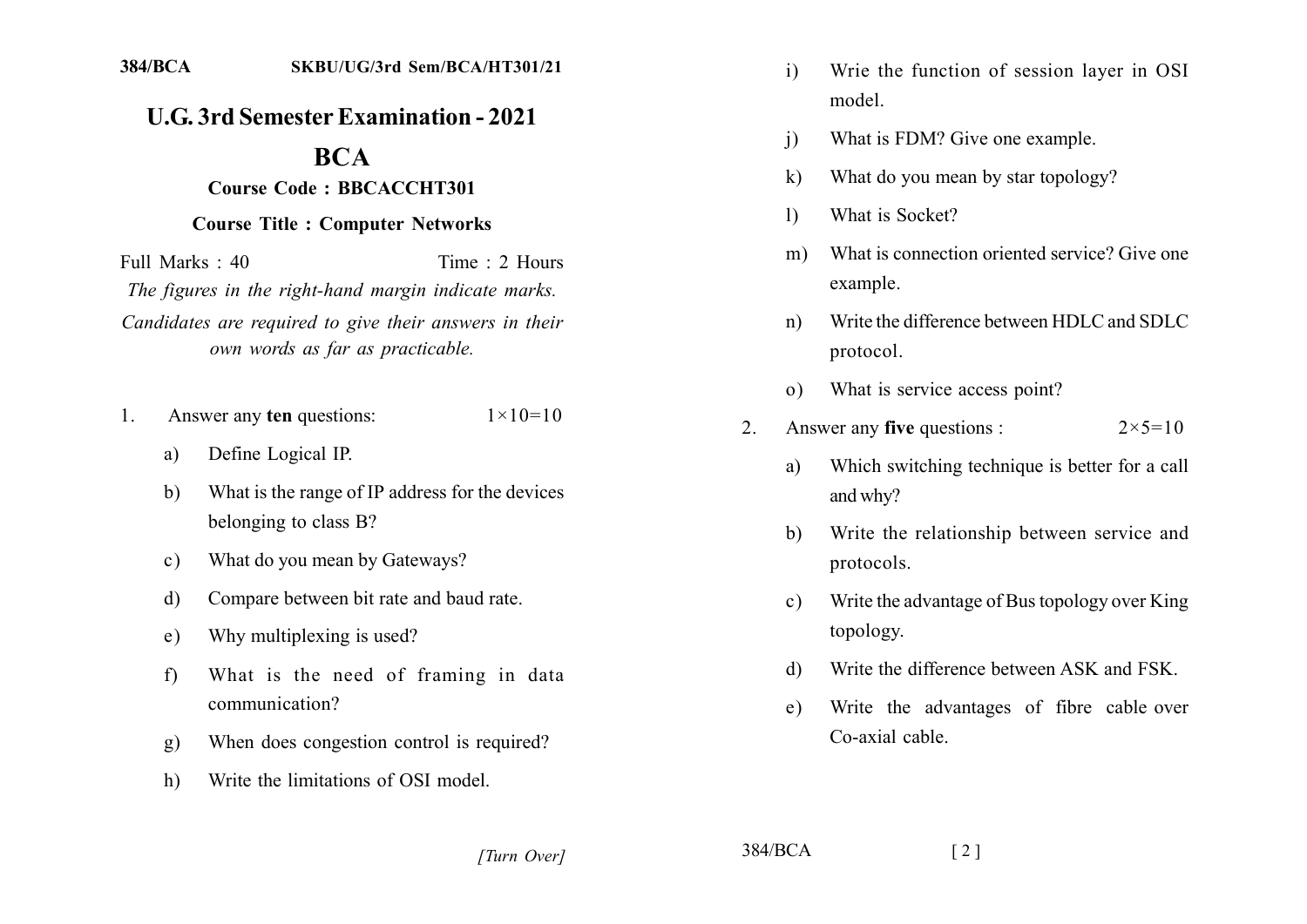384/BCA SKBU/UG/3rd Sem/BCA/HT301/21

# U.G. 3rd Semester Examination - 2021

## BCA

**Course Code : BBCACCHT301**

**Course Title : Computer Networks**

Full Marks : 40 Time : 2 Hours

*The figures in the right-hand margin indicate marks.*

*Candidates are required to give their answers in their own words as far as practicable.*

1. Answer any **ten** questions: 1×10=10

   a) Define Logical IP.

   b) What is the range of IP address for the devices belonging to class B?

   c) What do you mean by Gateways?

   d) Compare between bit rate and baud rate.

   e) Why multiplexing is used?

   f) What is the need of framing in data communication?

   g) When does congestion control is required?

   h) Write the limitations of OSI model.

   i) Wrie the function of session layer in OSI model.

   j) What is FDM? Give one example.

   k) What do you mean by star topology?

   l) What is Socket?

   m) What is connection oriented service? Give one example.

   n) Write the difference between HDLC and SDLC protocol.

   o) What is service access point?

2. Answer any **five** questions : 2×5=10

   a) Which switching technique is better for a call and why?

   b) Write the relationship between service and protocols.

   c) Write the advantage of Bus topology over King topology.

   d) Write the difference between ASK and FSK.

   e) Write the advantages of fibre cable over Co-axial cable.

[Turn Over]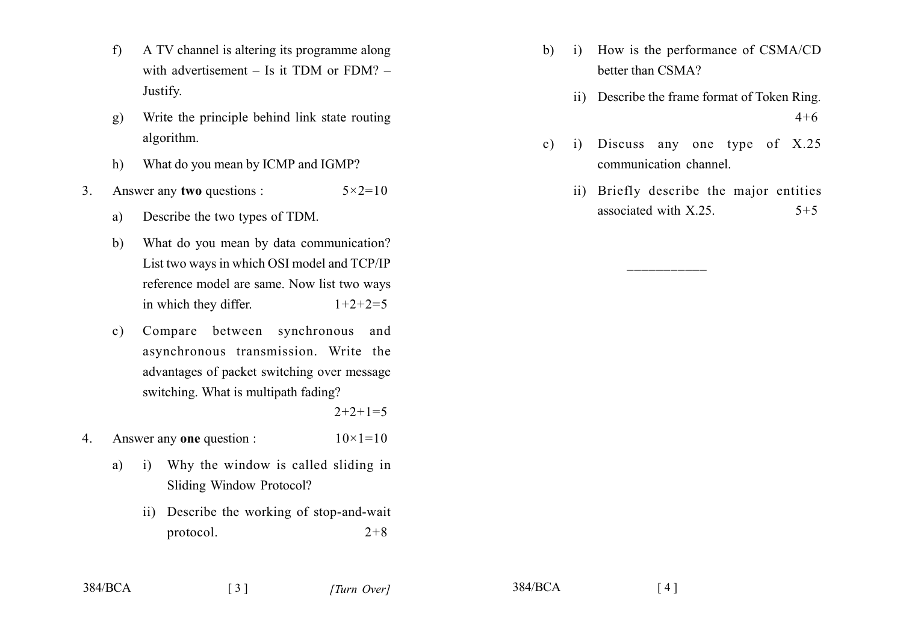f) A TV channel is altering its programme along with advertisement – Is it TDM or FDM? – Justify.

g) Write the principle behind link state routing algorithm.

h) What do you mean by ICMP and IGMP?

3. Answer any **two** questions : $5 \times 2 = 10$

a) Describe the two types of TDM.

b) What do you mean by data communication? List two ways in which OSI model and TCP/IP reference model are same. Now list two ways in which they differ. $1+2+2=5$

c) Compare between synchronous and asynchronous transmission. Write the advantages of packet switching over message switching. What is multipath fading? $2+2+1=5$

4. Answer any **one** question : $10 \times 1 = 10$

a) i) Why the window is called sliding in Sliding Window Protocol?

ii) Describe the working of stop-and-wait protocol. $2+8$

b) i) How is the performance of CSMA/CD better than CSMA?

ii) Describe the frame format of Token Ring. $4+6$

c) i) Discuss any one type of X.25 communication channel.

ii) Briefly describe the major entities associated with X.25. $5+5$

___________